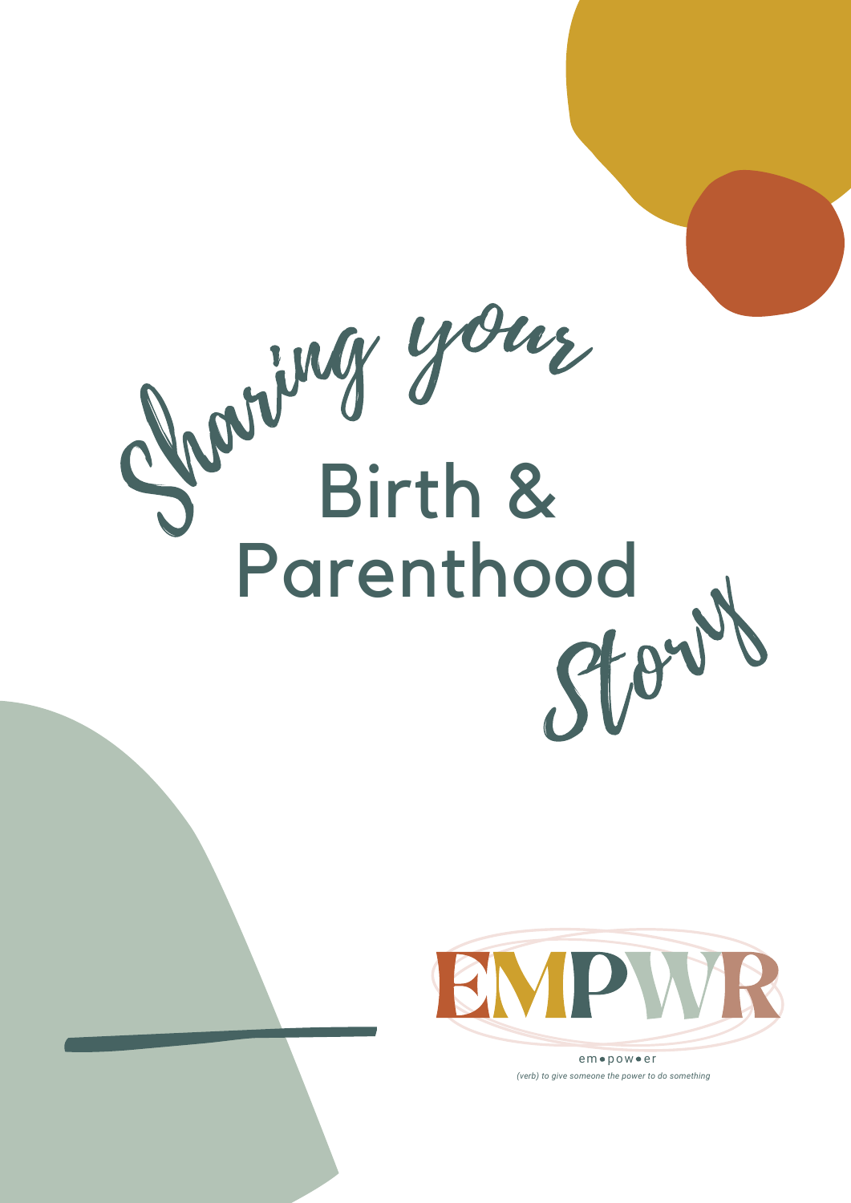# Sharing your Birth & Parenthood Story

EMPWR

em•pow•er

*(verb) to give someone the power to do something*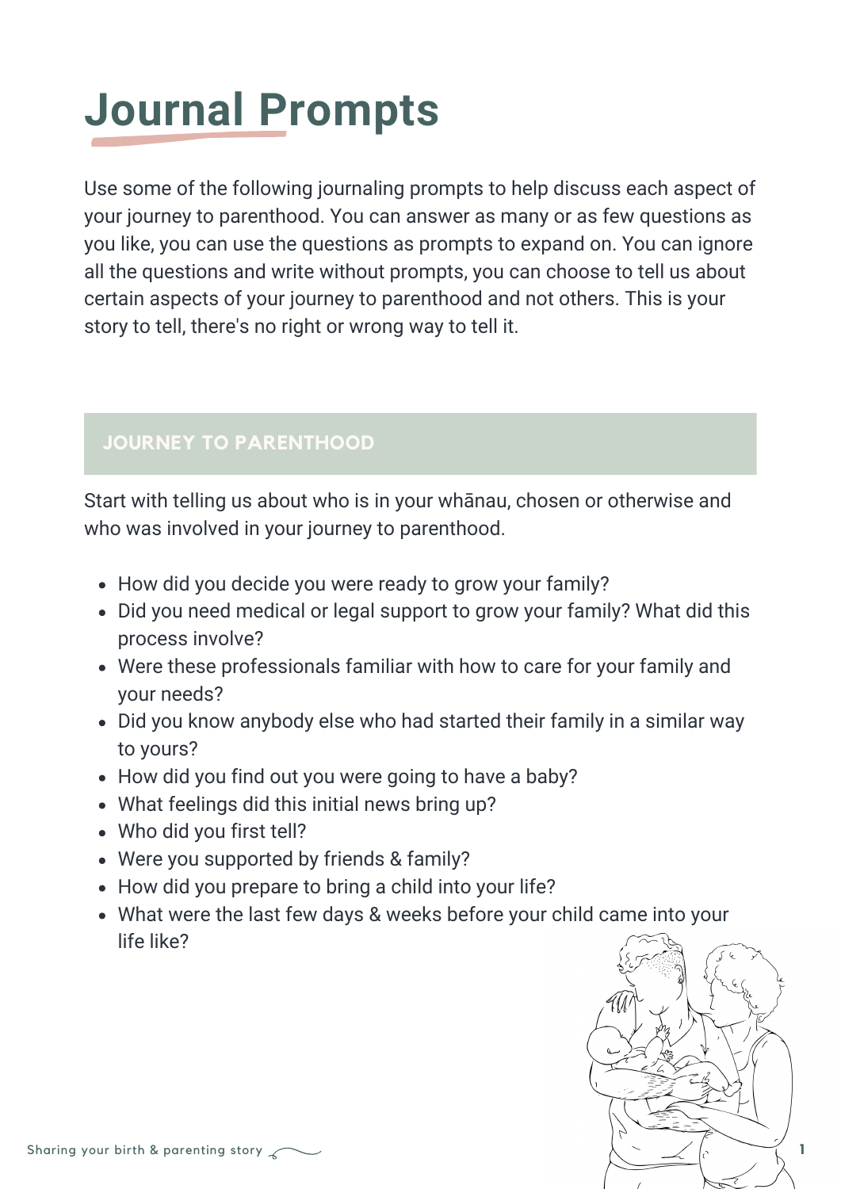# Journal Prompts

Use some of the following journaling prompts to help discuss each aspect of your journey to parenthood. You can answer as many or as few questions as you like, you can use the questions as prompts to expand on. You can ignore all the questions and write without prompts, you can choose to tell us about certain aspects of your journey to parenthood and not others. This is your story to tell, there's no right or wrong way to tell it.

## JOURNEY TO PARENTHOOD

Start with telling us about who is in your whānau, chosen or otherwise and who was involved in your journey to parenthood.

- How did you decide you were ready to grow your family?
- Did you need medical or legal support to grow your family? What did this process involve?
- Were these professionals familiar with how to care for your family and your needs?
- Did you know anybody else who had started their family in a similar way to yours?
- How did you find out you were going to have a baby?
- What feelings did this initial news bring up?
- Who did you first tell?
- Were you supported by friends & family?
- How did you prepare to bring a child into your life?
- What were the last few days & weeks before your child came into your life like?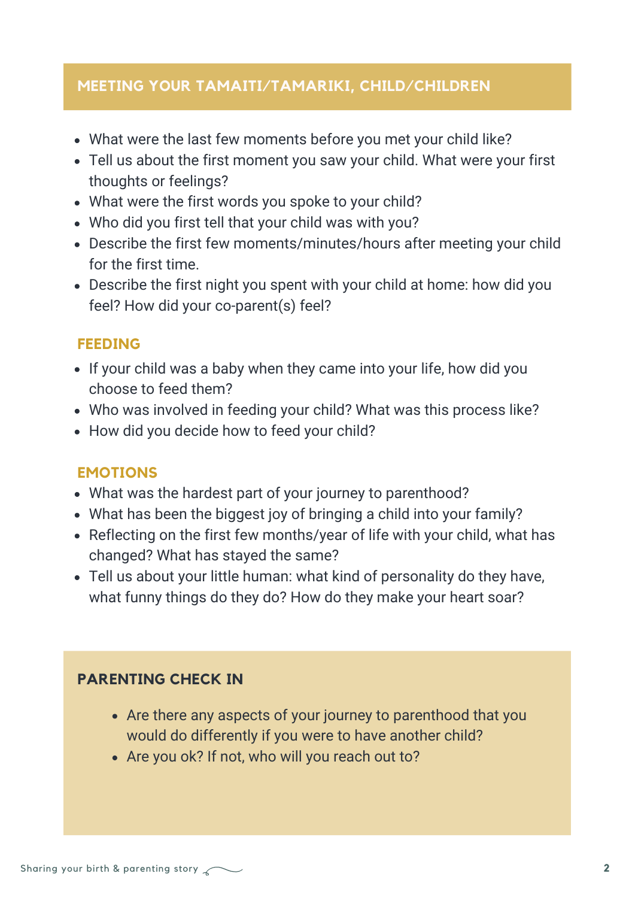## MEETING YOUR TAMAITI/TAMARIKI, CHILD/CHILDREN

- What were the last few moments before you met your child like?
- Tell us about the first moment you saw your child. What were your first thoughts or feelings?
- What were the first words you spoke to your child?
- Who did you first tell that your child was with you?
- Describe the first few moments/minutes/hours after meeting your child for the first time.
- Describe the first night you spent with your child at home: how did you feel? How did your co-parent(s) feel?

### FEEDING

- If your child was a baby when they came into your life, how did you choose to feed them?
- Who was involved in feeding your child? What was this process like?
- How did you decide how to feed your child?

### EMOTIONS

- What was the hardest part of your journey to parenthood?
- What has been the biggest joy of bringing a child into your family?
- Reflecting on the first few months/year of life with your child, what has changed? What has stayed the same?
- Tell us about your little human: what kind of personality do they have, what funny things do they do? How do they make your heart soar?

### PARENTING CHECK IN

- Are there any aspects of your journey to parenthood that you would do differently if you were to have another child?
- Are you ok? If not, who will you reach out to?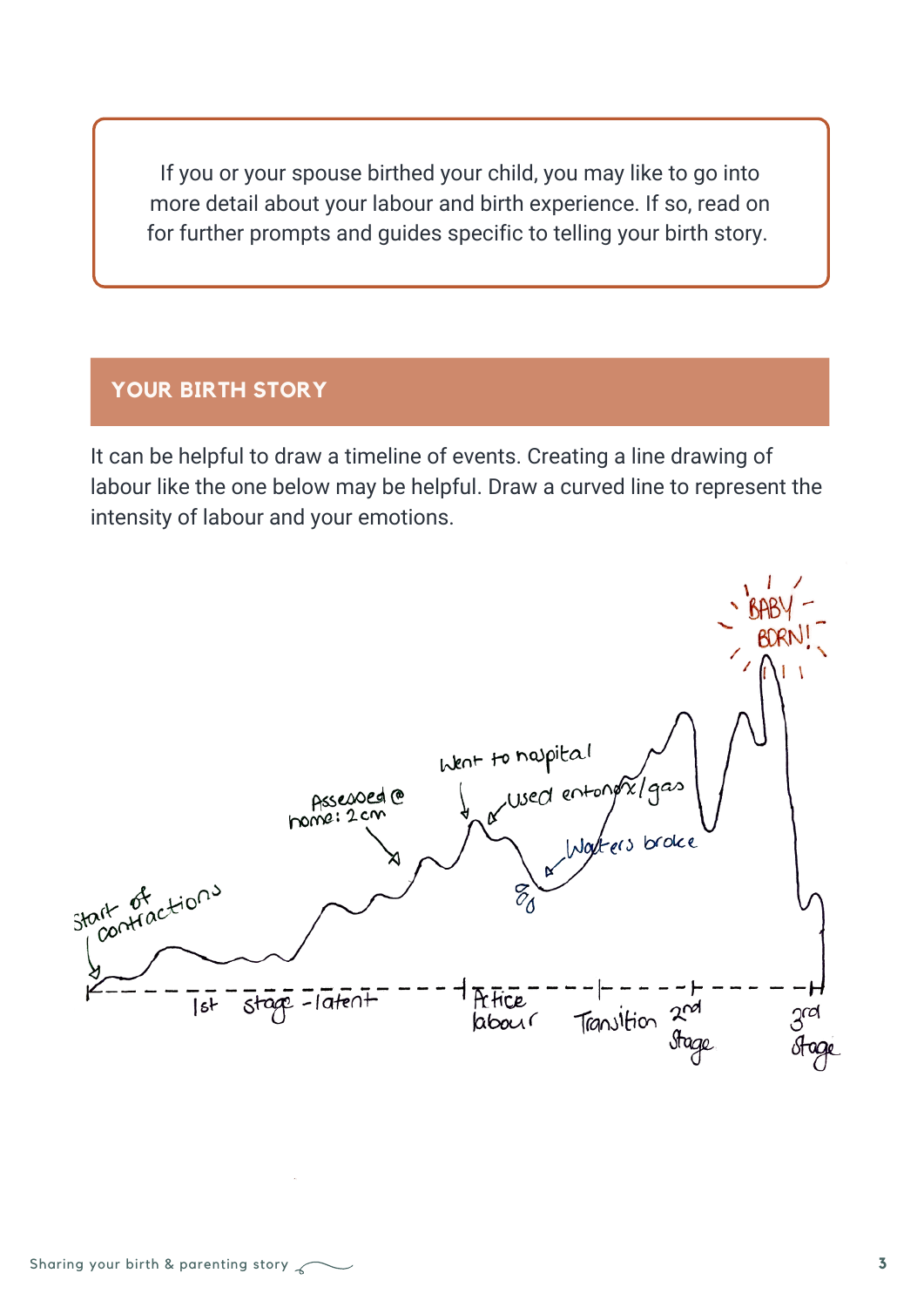If you or your spouse birthed your child, you may like to go into more detail about your labour and birth experience. If so, read on for further prompts and guides specific to telling your birth story.

## YOUR BIRTH STORY

It can be helpful to draw a timeline of events. Creating a line drawing of labour like the one below may be helpful. Draw a curved line to represent the intensity of labour and your emotions.

Start of contractions

Assessed @ home: 2cm

Went to hospital

Used entonox/gas

8cm

Waters broke

BABY BORN!

1st stage - latent

Active labour

Transition

2nd Stage

3rd Stage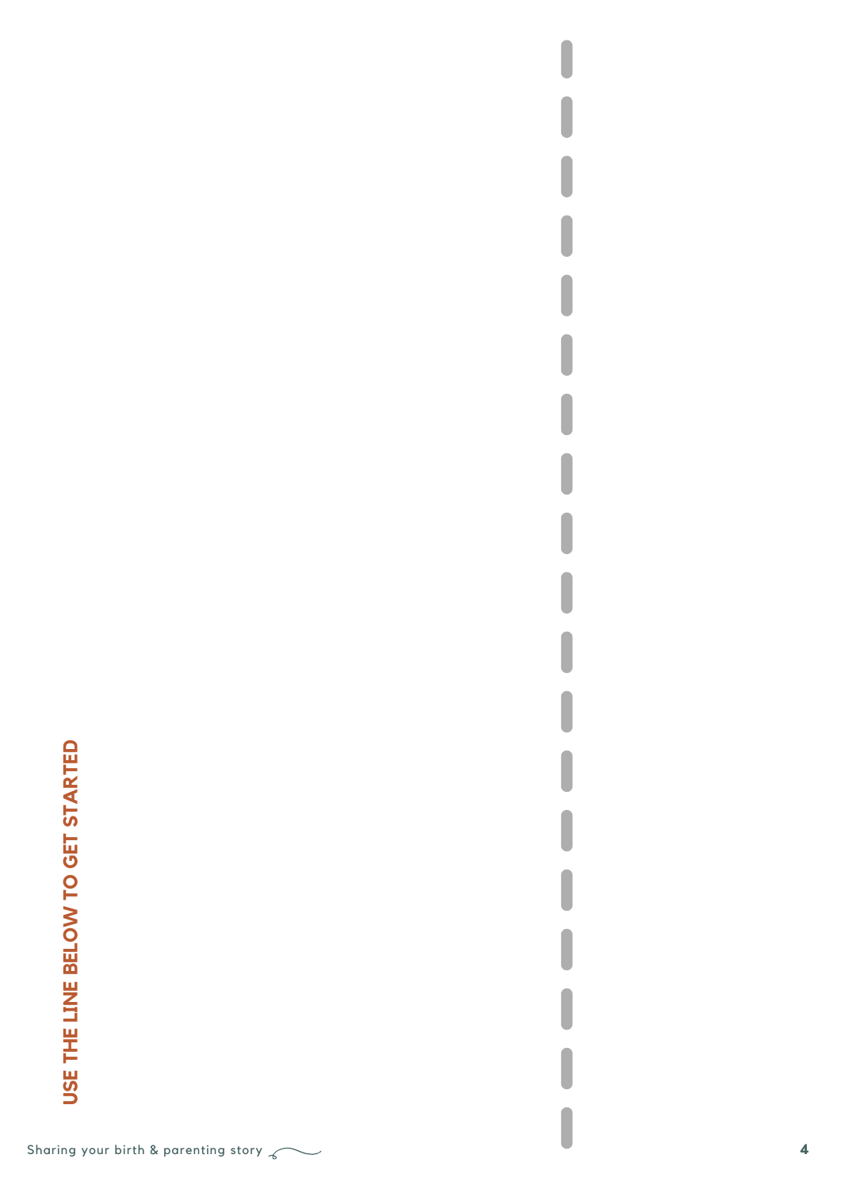**USE THE LINE BELOW TO GET STARTED**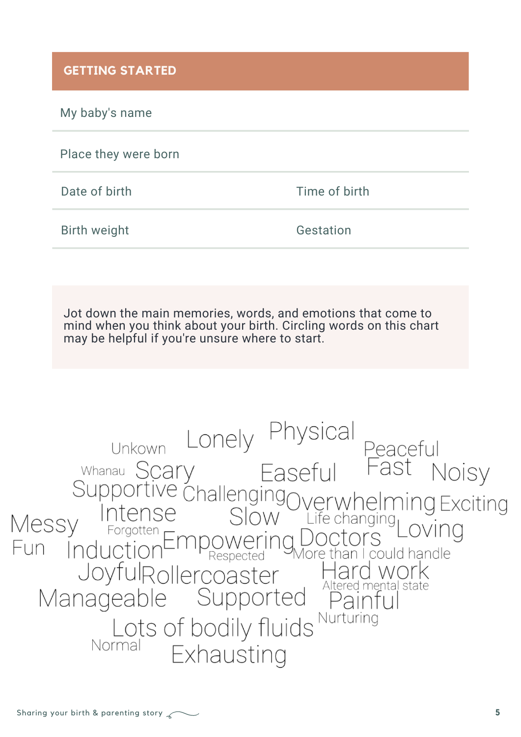## GETTING STARTED

| My baby's name | |
|---|---|
| Place they were born | |
| Date of birth | Time of birth |
| Birth weight | Gestation |

Jot down the main memories, words, and emotions that come to mind when you think about your birth. Circling words on this chart may be helpful if you're unsure where to start.

Unkown Lonely Physical Peaceful
Whanau Scary Easeful Fast Noisy
Supportive Challenging Overwhelming Exciting
Messy Intense Slow Life changing Loving
Forgotten
Fun Induction Empowering Doctors
Respected More than I could handle
Joyful Rollercoaster Hard work
Altered mental state
Manageable Supported Painful
Nurturing
Lots of bodily fluids
Normal Exhausting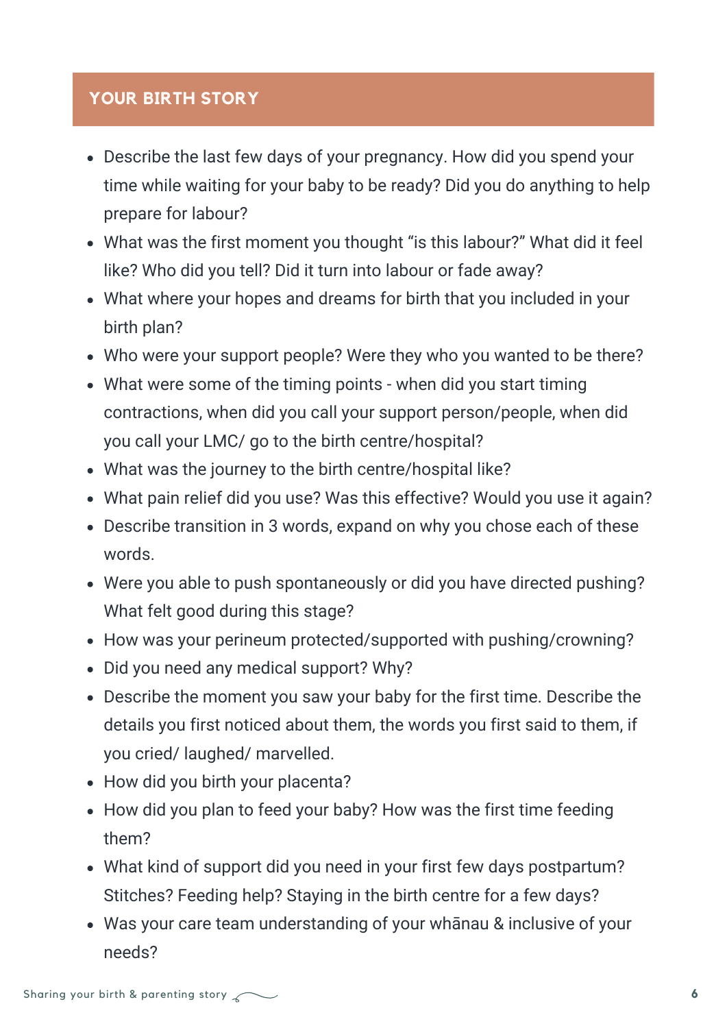## YOUR BIRTH STORY

- Describe the last few days of your pregnancy. How did you spend your time while waiting for your baby to be ready? Did you do anything to help prepare for labour?
- What was the first moment you thought "is this labour?" What did it feel like? Who did you tell? Did it turn into labour or fade away?
- What where your hopes and dreams for birth that you included in your birth plan?
- Who were your support people? Were they who you wanted to be there?
- What were some of the timing points - when did you start timing contractions, when did you call your support person/people, when did you call your LMC/ go to the birth centre/hospital?
- What was the journey to the birth centre/hospital like?
- What pain relief did you use? Was this effective? Would you use it again?
- Describe transition in 3 words, expand on why you chose each of these words.
- Were you able to push spontaneously or did you have directed pushing? What felt good during this stage?
- How was your perineum protected/supported with pushing/crowning?
- Did you need any medical support? Why?
- Describe the moment you saw your baby for the first time. Describe the details you first noticed about them, the words you first said to them, if you cried/ laughed/ marvelled.
- How did you birth your placenta?
- How did you plan to feed your baby? How was the first time feeding them?
- What kind of support did you need in your first few days postpartum? Stitches? Feeding help? Staying in the birth centre for a few days?
- Was your care team understanding of your whānau & inclusive of your needs?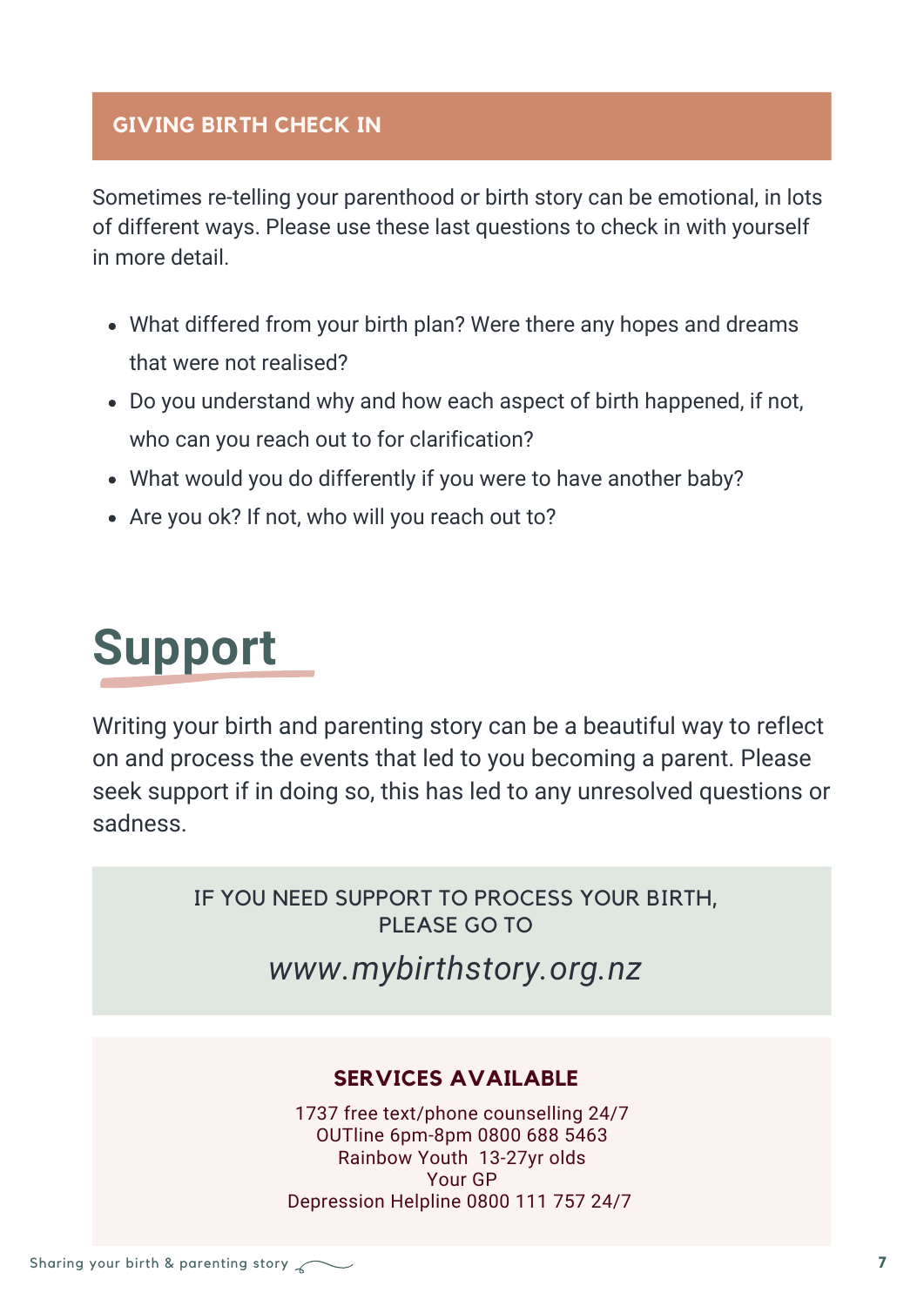## GIVING BIRTH CHECK IN

Sometimes re-telling your parenthood or birth story can be emotional, in lots of different ways. Please use these last questions to check in with yourself in more detail.

- What differed from your birth plan? Were there any hopes and dreams that were not realised?
- Do you understand why and how each aspect of birth happened, if not, who can you reach out to for clarification?
- What would you do differently if you were to have another baby?
- Are you ok? If not, who will you reach out to?

# Support

Writing your birth and parenting story can be a beautiful way to reflect on and process the events that led to you becoming a parent. Please seek support if in doing so, this has led to any unresolved questions or sadness.

IF YOU NEED SUPPORT TO PROCESS YOUR BIRTH, PLEASE GO TO

*www.mybirthstory.org.nz*

### SERVICES AVAILABLE

1737 free text/phone counselling 24/7
OUTline 6pm-8pm 0800 688 5463
Rainbow Youth 13-27yr olds
Your GP
Depression Helpline 0800 111 757 24/7